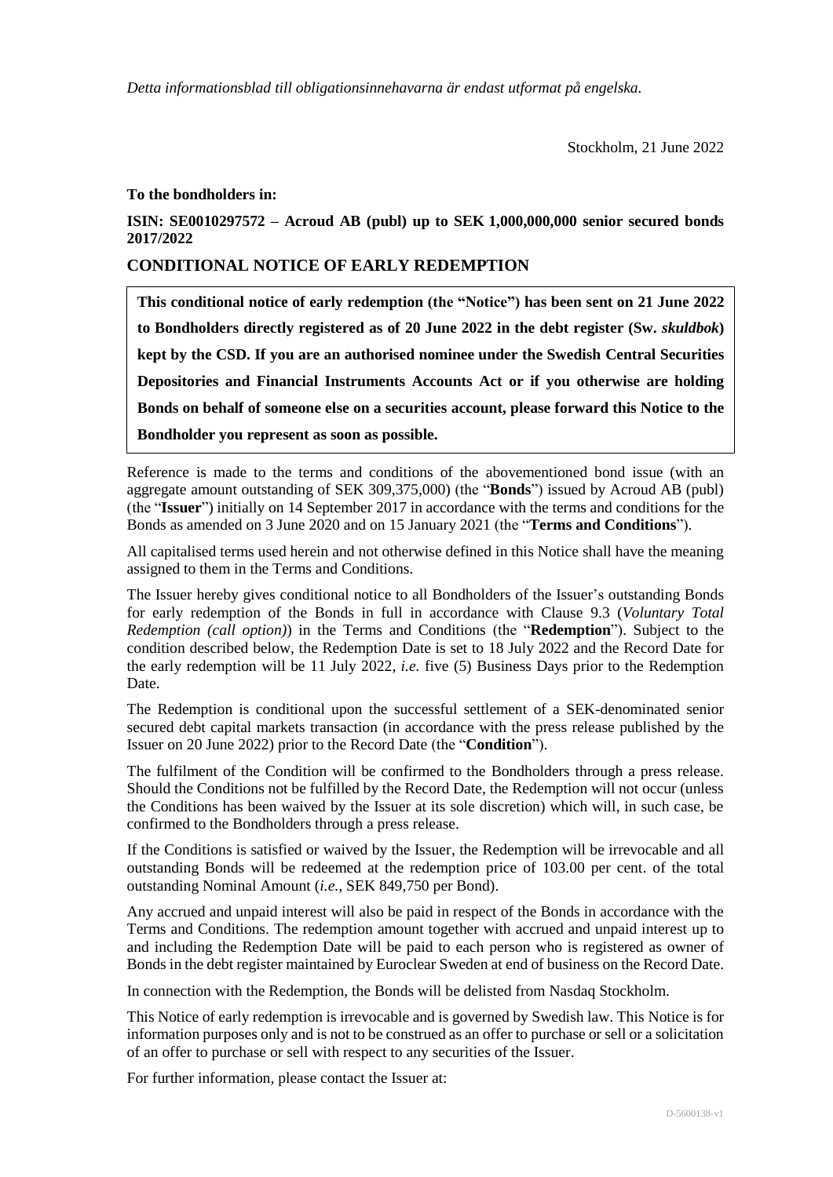*Detta informationsblad till obligationsinnehavarna är endast utformat på engelska.*

Stockholm, 21 June 2022

**To the bondholders in:**

**ISIN: SE0010297572 – Acroud AB (publ) up to SEK 1,000,000,000 senior secured bonds 2017/2022**

## CONDITIONAL NOTICE OF EARLY REDEMPTION

**This conditional notice of early redemption (the "Notice") has been sent on 21 June 2022 to Bondholders directly registered as of 20 June 2022 in the debt register (Sw. *skuldbok*) kept by the CSD. If you are an authorised nominee under the Swedish Central Securities Depositories and Financial Instruments Accounts Act or if you otherwise are holding Bonds on behalf of someone else on a securities account, please forward this Notice to the Bondholder you represent as soon as possible.**

Reference is made to the terms and conditions of the abovementioned bond issue (with an aggregate amount outstanding of SEK 309,375,000) (the "**Bonds**") issued by Acroud AB (publ) (the "**Issuer**") initially on 14 September 2017 in accordance with the terms and conditions for the Bonds as amended on 3 June 2020 and on 15 January 2021 (the "**Terms and Conditions**").

All capitalised terms used herein and not otherwise defined in this Notice shall have the meaning assigned to them in the Terms and Conditions.

The Issuer hereby gives conditional notice to all Bondholders of the Issuer's outstanding Bonds for early redemption of the Bonds in full in accordance with Clause 9.3 (*Voluntary Total Redemption (call option)*) in the Terms and Conditions (the "**Redemption**"). Subject to the condition described below, the Redemption Date is set to 18 July 2022 and the Record Date for the early redemption will be 11 July 2022, *i.e.* five (5) Business Days prior to the Redemption Date.

The Redemption is conditional upon the successful settlement of a SEK-denominated senior secured debt capital markets transaction (in accordance with the press release published by the Issuer on 20 June 2022) prior to the Record Date (the "**Condition**").

The fulfilment of the Condition will be confirmed to the Bondholders through a press release. Should the Conditions not be fulfilled by the Record Date, the Redemption will not occur (unless the Conditions has been waived by the Issuer at its sole discretion) which will, in such case, be confirmed to the Bondholders through a press release.

If the Conditions is satisfied or waived by the Issuer, the Redemption will be irrevocable and all outstanding Bonds will be redeemed at the redemption price of 103.00 per cent. of the total outstanding Nominal Amount (*i.e.*, SEK 849,750 per Bond).

Any accrued and unpaid interest will also be paid in respect of the Bonds in accordance with the Terms and Conditions. The redemption amount together with accrued and unpaid interest up to and including the Redemption Date will be paid to each person who is registered as owner of Bonds in the debt register maintained by Euroclear Sweden at end of business on the Record Date.

In connection with the Redemption, the Bonds will be delisted from Nasdaq Stockholm.

This Notice of early redemption is irrevocable and is governed by Swedish law. This Notice is for information purposes only and is not to be construed as an offer to purchase or sell or a solicitation of an offer to purchase or sell with respect to any securities of the Issuer.

For further information, please contact the Issuer at: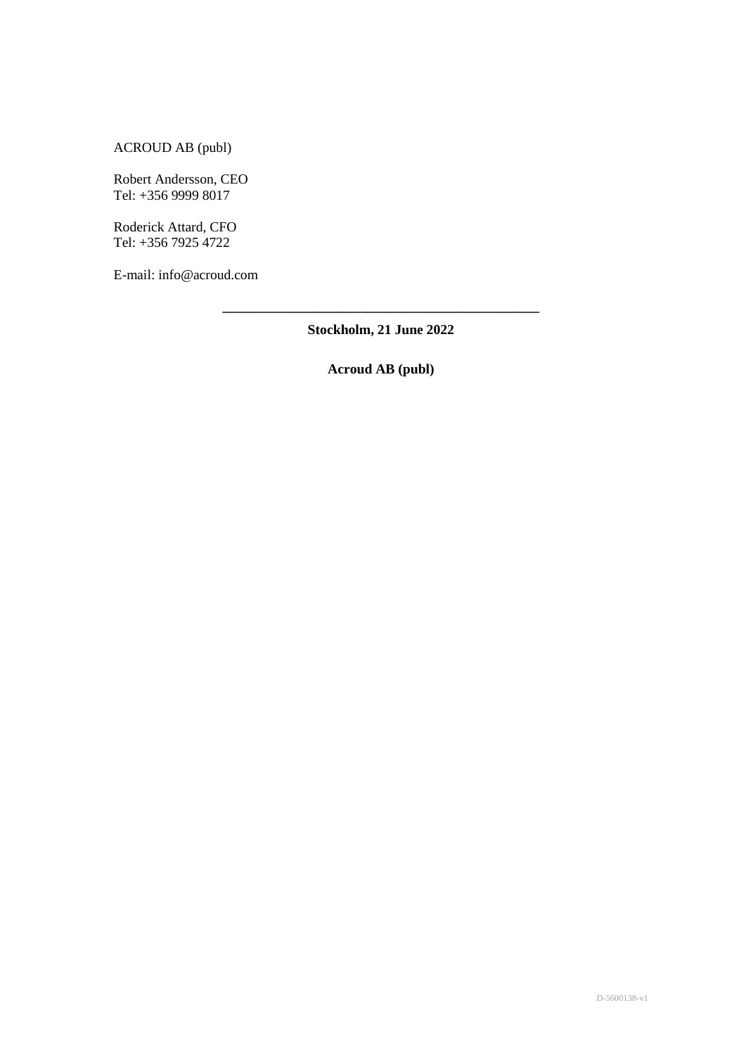ACROUD AB (publ)

Robert Andersson, CEO
Tel: +356 9999 8017

Roderick Attard, CFO
Tel: +356 7925 4722

E-mail: info@acroud.com

---

**Stockholm, 21 June 2022**

**Acroud AB (publ)**